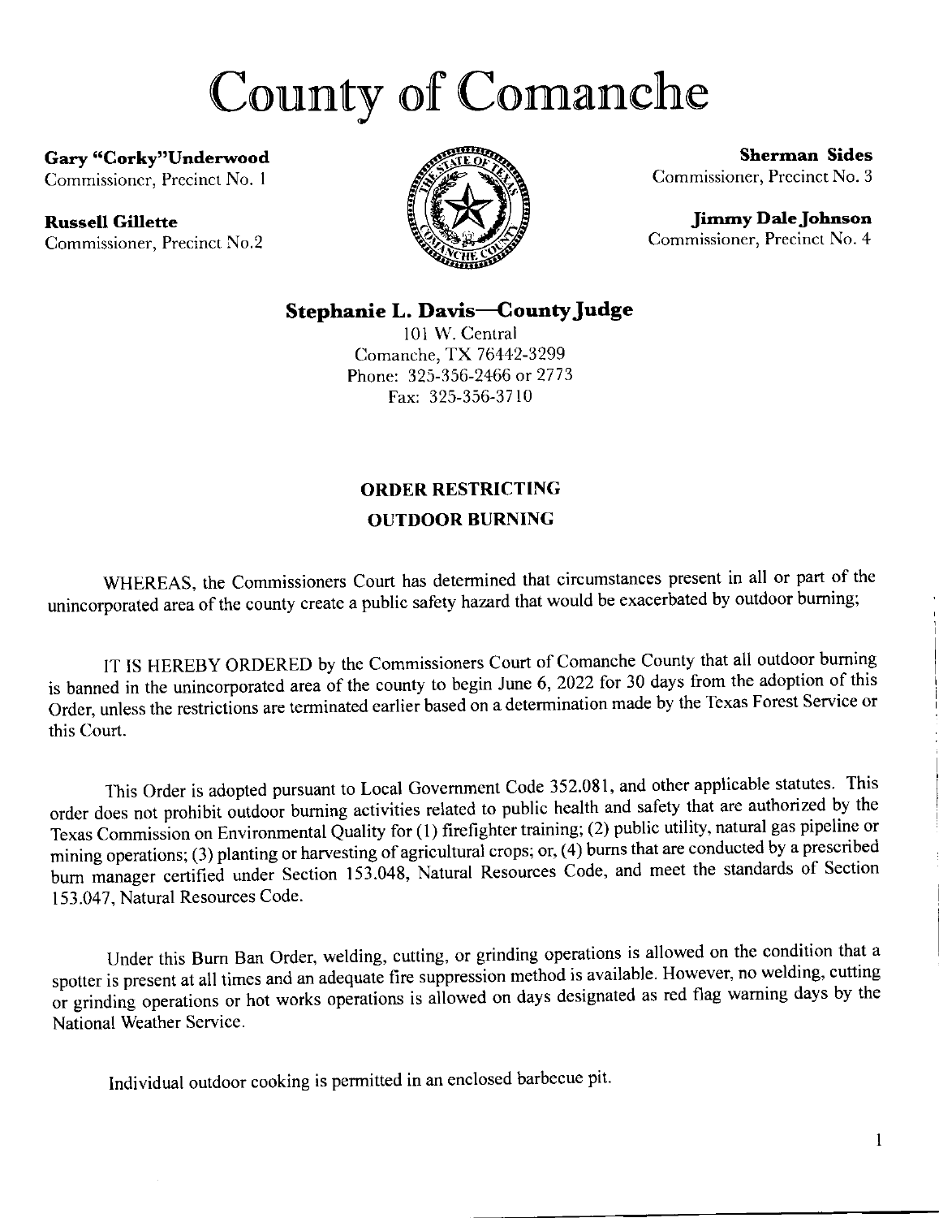# County of Comanche

**Gary "Corky"Underwood**
Commissioner, Precinct No. 1

**Russell Gillette**
Commissioner, Precinct No.2

**Sherman Sides**
Commissioner, Precinct No. 3

**Jimmy Dale Johnson**
Commissioner, Precinct No. 4

**Stephanie L. Davis—County Judge**
101 W. Central
Comanche, TX 76442-3299
Phone: 325-356-2466 or 2773
Fax: 325-356-3710

## ORDER RESTRICTING OUTDOOR BURNING

WHEREAS, the Commissioners Court has determined that circumstances present in all or part of the unincorporated area of the county create a public safety hazard that would be exacerbated by outdoor burning;

IT IS HEREBY ORDERED by the Commissioners Court of Comanche County that all outdoor burning is banned in the unincorporated area of the county to begin June 6, 2022 for 30 days from the adoption of this Order, unless the restrictions are terminated earlier based on a determination made by the Texas Forest Service or this Court.

This Order is adopted pursuant to Local Government Code 352.081, and other applicable statutes. This order does not prohibit outdoor burning activities related to public health and safety that are authorized by the Texas Commission on Environmental Quality for (1) firefighter training; (2) public utility, natural gas pipeline or mining operations; (3) planting or harvesting of agricultural crops; or, (4) burns that are conducted by a prescribed burn manager certified under Section 153.048, Natural Resources Code, and meet the standards of Section 153.047, Natural Resources Code.

Under this Burn Ban Order, welding, cutting, or grinding operations is allowed on the condition that a spotter is present at all times and an adequate fire suppression method is available. However, no welding, cutting or grinding operations or hot works operations is allowed on days designated as red flag warning days by the National Weather Service.

Individual outdoor cooking is permitted in an enclosed barbecue pit.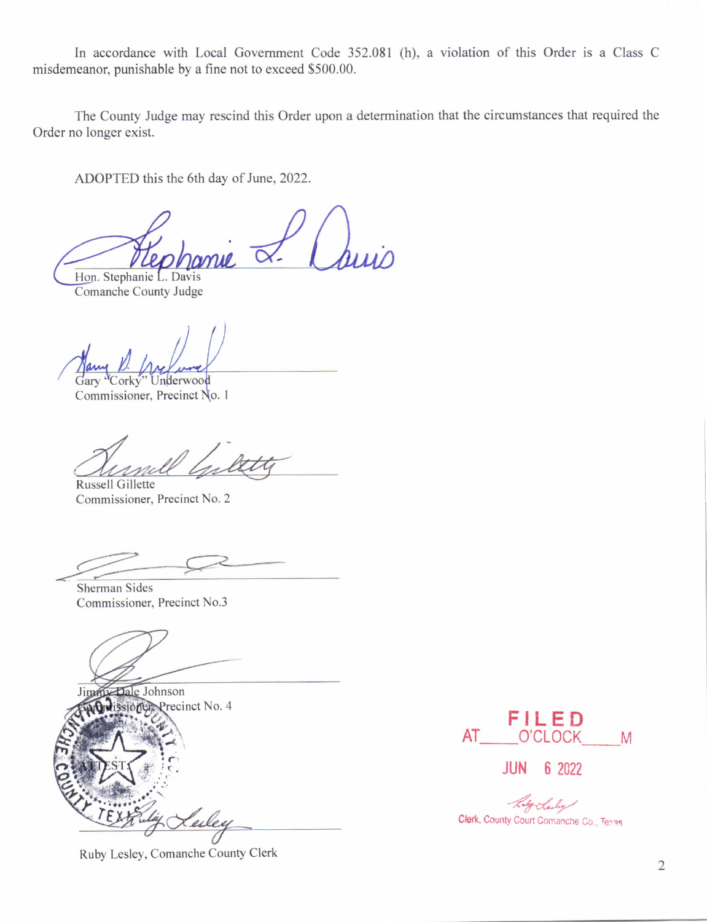In accordance with Local Government Code 352.081 (h), a violation of this Order is a Class C misdemeanor, punishable by a fine not to exceed $500.00.

The County Judge may rescind this Order upon a determination that the circumstances that required the Order no longer exist.

ADOPTED this the 6th day of June, 2022.

Hon. Stephanie L. Davis
Comanche County Judge

Gary "Corky" Underwood
Commissioner, Precinct No. 1

Russell Gillette
Commissioner, Precinct No. 2

Sherman Sides
Commissioner, Precinct No.3

Jimmy Dale Johnson
Commissioner, Precinct No. 4

ATTEST:

Ruby Lesley, Comanche County Clerk

FILED
AT\_\_\_\_O'CLOCK\_\_\_\_M

JUN 6 2022

Clerk, County Court Comanche Co., Texas